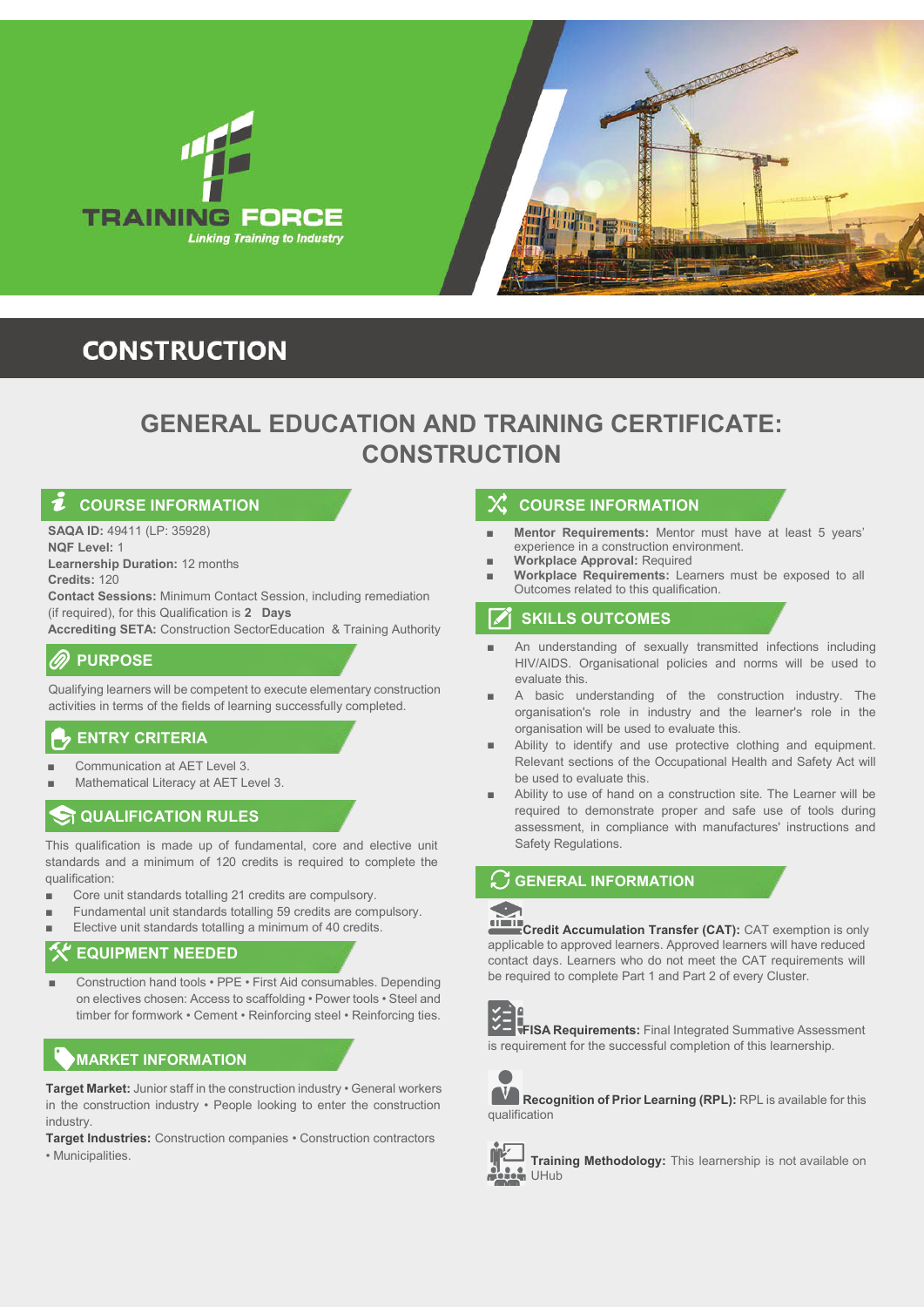TRAINING FORCE

*Linking Training to Industry*

# CONSTRUCTION

## GENERAL EDUCATION AND TRAINING CERTIFICATE: CONSTRUCTION

### COURSE INFORMATION

**SAQA ID:** 49411 (LP: 35928)
**NQF Level:** 1
**Learnership Duration:** 12 months
**Credits:** 120
**Contact Sessions:** Minimum Contact Session, including remediation (if required), for this Qualification is **2 Days**
**Accrediting SETA:** Construction SectorEducation & Training Authority

### PURPOSE

Qualifying learners will be competent to execute elementary construction activities in terms of the fields of learning successfully completed.

### ENTRY CRITERIA

- Communication at AET Level 3.
- Mathematical Literacy at AET Level 3.

### QUALIFICATION RULES

This qualification is made up of fundamental, core and elective unit standards and a minimum of 120 credits is required to complete the qualification:

- Core unit standards totalling 21 credits are compulsory.
- Fundamental unit standards totalling 59 credits are compulsory.
- Elective unit standards totalling a minimum of 40 credits.

### EQUIPMENT NEEDED

- Construction hand tools • PPE • First Aid consumables. Depending on electives chosen: Access to scaffolding • Power tools • Steel and timber for formwork • Cement • Reinforcing steel • Reinforcing ties.

### MARKET INFORMATION

**Target Market:** Junior staff in the construction industry • General workers in the construction industry • People looking to enter the construction industry.
**Target Industries:** Construction companies • Construction contractors • Municipalities.

### COURSE INFORMATION

- **Mentor Requirements:** Mentor must have at least 5 years' experience in a construction environment.
- **Workplace Approval:** Required
- **Workplace Requirements:** Learners must be exposed to all Outcomes related to this qualification.

### SKILLS OUTCOMES

- An understanding of sexually transmitted infections including HIV/AIDS. Organisational policies and norms will be used to evaluate this.
- A basic understanding of the construction industry. The organisation's role in industry and the learner's role in the organisation will be used to evaluate this.
- Ability to identify and use protective clothing and equipment. Relevant sections of the Occupational Health and Safety Act will be used to evaluate this.
- Ability to use of hand on a construction site. The Learner will be required to demonstrate proper and safe use of tools during assessment, in compliance with manufactures' instructions and Safety Regulations.

### GENERAL INFORMATION

**Credit Accumulation Transfer (CAT):** CAT exemption is only applicable to approved learners. Approved learners will have reduced contact days. Learners who do not meet the CAT requirements will be required to complete Part 1 and Part 2 of every Cluster.

**FISA Requirements:** Final Integrated Summative Assessment is requirement for the successful completion of this learnership.

**Recognition of Prior Learning (RPL):** RPL is available for this qualification

**Training Methodology:** This learnership is not available on UHub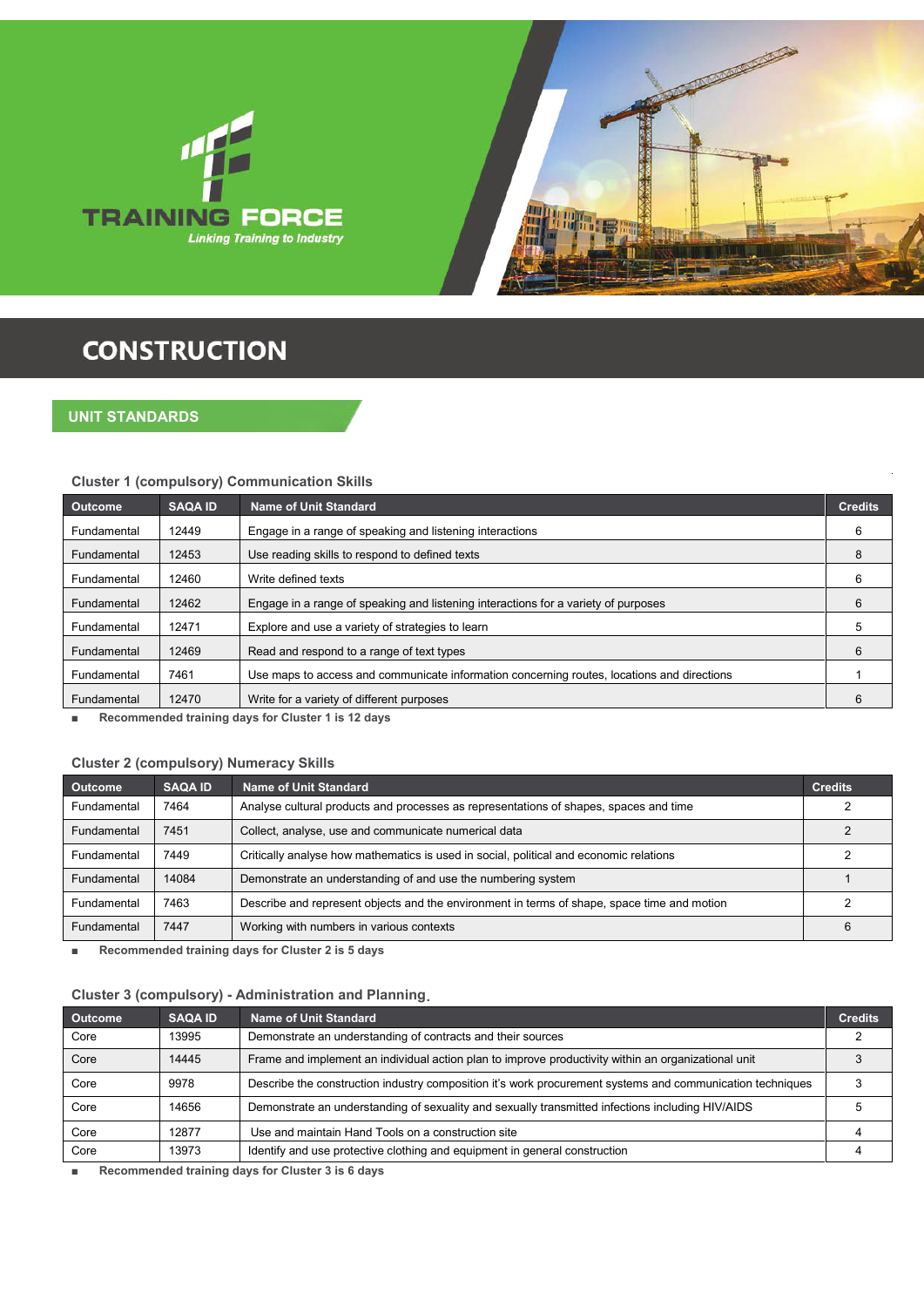TRAINING FORCE

*Linking Training to Industry*

# CONSTRUCTION

## UNIT STANDARDS

### Cluster 1 (compulsory) Communication Skills

| Outcome | SAQA ID | Name of Unit Standard | Credits |
| --- | --- | --- | --- |
| Fundamental | 12449 | Engage in a range of speaking and listening interactions | 6 |
| Fundamental | 12453 | Use reading skills to respond to defined texts | 8 |
| Fundamental | 12460 | Write defined texts | 6 |
| Fundamental | 12462 | Engage in a range of speaking and listening interactions for a variety of purposes | 6 |
| Fundamental | 12471 | Explore and use a variety of strategies to learn | 5 |
| Fundamental | 12469 | Read and respond to a range of text types | 6 |
| Fundamental | 7461 | Use maps to access and communicate information concerning routes, locations and directions | 1 |
| Fundamental | 12470 | Write for a variety of different purposes | 6 |

- **Recommended training days for Cluster 1 is 12 days**

### Cluster 2 (compulsory) Numeracy Skills

| Outcome | SAQA ID | Name of Unit Standard | Credits |
| --- | --- | --- | --- |
| Fundamental | 7464 | Analyse cultural products and processes as representations of shapes, spaces and time | 2 |
| Fundamental | 7451 | Collect, analyse, use and communicate numerical data | 2 |
| Fundamental | 7449 | Critically analyse how mathematics is used in social, political and economic relations | 2 |
| Fundamental | 14084 | Demonstrate an understanding of and use the numbering system | 1 |
| Fundamental | 7463 | Describe and represent objects and the environment in terms of shape, space time and motion | 2 |
| Fundamental | 7447 | Working with numbers in various contexts | 6 |

- **Recommended training days for Cluster 2 is 5 days**

### Cluster 3 (compulsory) - Administration and Planning.

| Outcome | SAQA ID | Name of Unit Standard | Credits |
| --- | --- | --- | --- |
| Core | 13995 | Demonstrate an understanding of contracts and their sources | 2 |
| Core | 14445 | Frame and implement an individual action plan to improve productivity within an organizational unit | 3 |
| Core | 9978 | Describe the construction industry composition it's work procurement systems and communication techniques | 3 |
| Core | 14656 | Demonstrate an understanding of sexuality and sexually transmitted infections including HIV/AIDS | 5 |
| Core | 12877 | Use and maintain Hand Tools on a construction site | 4 |
| Core | 13973 | Identify and use protective clothing and equipment in general construction | 4 |

- **Recommended training days for Cluster 3 is 6 days**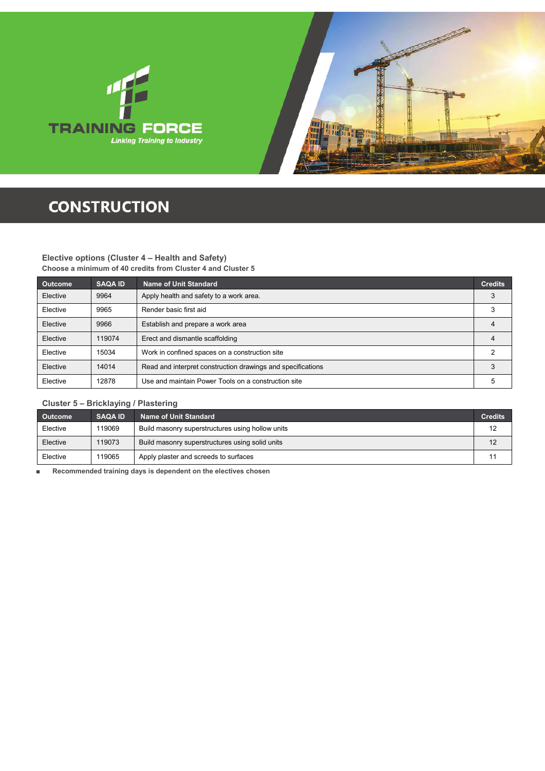# CONSTRUCTION

### Elective options (Cluster 4 – Health and Safety)

**Choose a minimum of 40 credits from Cluster 4 and Cluster 5**

| Outcome | SAQA ID | Name of Unit Standard | Credits |
|---|---|---|---|
| Elective | 9964 | Apply health and safety to a work area. | 3 |
| Elective | 9965 | Render basic first aid | 3 |
| Elective | 9966 | Establish and prepare a work area | 4 |
| Elective | 119074 | Erect and dismantle scaffolding | 4 |
| Elective | 15034 | Work in confined spaces on a construction site | 2 |
| Elective | 14014 | Read and interpret construction drawings and specifications | 3 |
| Elective | 12878 | Use and maintain Power Tools on a construction site | 5 |

### Cluster 5 – Bricklaying / Plastering

| Outcome | SAQA ID | Name of Unit Standard | Credits |
|---|---|---|---|
| Elective | 119069 | Build masonry superstructures using hollow units | 12 |
| Elective | 119073 | Build masonry superstructures using solid units | 12 |
| Elective | 119065 | Apply plaster and screeds to surfaces | 11 |

- **Recommended training days is dependent on the electives chosen**